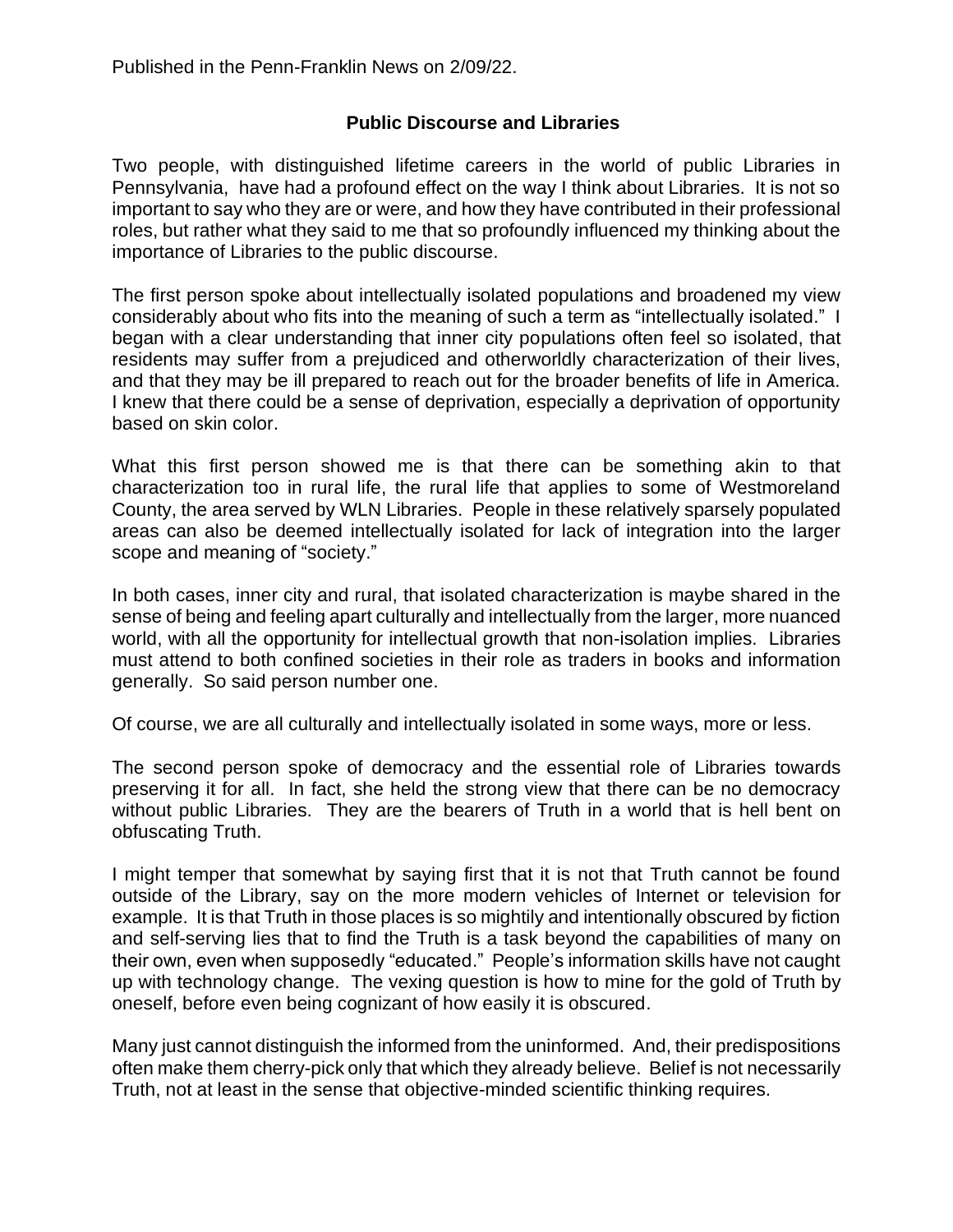Published in the Penn-Franklin News on 2/09/22.

## Public Discourse and Libraries

Two people, with distinguished lifetime careers in the world of public Libraries in Pennsylvania, have had a profound effect on the way I think about Libraries. It is not so important to say who they are or were, and how they have contributed in their professional roles, but rather what they said to me that so profoundly influenced my thinking about the importance of Libraries to the public discourse.

The first person spoke about intellectually isolated populations and broadened my view considerably about who fits into the meaning of such a term as "intellectually isolated." I began with a clear understanding that inner city populations often feel so isolated, that residents may suffer from a prejudiced and otherworldly characterization of their lives, and that they may be ill prepared to reach out for the broader benefits of life in America. I knew that there could be a sense of deprivation, especially a deprivation of opportunity based on skin color.

What this first person showed me is that there can be something akin to that characterization too in rural life, the rural life that applies to some of Westmoreland County, the area served by WLN Libraries. People in these relatively sparsely populated areas can also be deemed intellectually isolated for lack of integration into the larger scope and meaning of "society."

In both cases, inner city and rural, that isolated characterization is maybe shared in the sense of being and feeling apart culturally and intellectually from the larger, more nuanced world, with all the opportunity for intellectual growth that non-isolation implies. Libraries must attend to both confined societies in their role as traders in books and information generally. So said person number one.

Of course, we are all culturally and intellectually isolated in some ways, more or less.

The second person spoke of democracy and the essential role of Libraries towards preserving it for all. In fact, she held the strong view that there can be no democracy without public Libraries. They are the bearers of Truth in a world that is hell bent on obfuscating Truth.

I might temper that somewhat by saying first that it is not that Truth cannot be found outside of the Library, say on the more modern vehicles of Internet or television for example. It is that Truth in those places is so mightily and intentionally obscured by fiction and self-serving lies that to find the Truth is a task beyond the capabilities of many on their own, even when supposedly "educated." People's information skills have not caught up with technology change. The vexing question is how to mine for the gold of Truth by oneself, before even being cognizant of how easily it is obscured.

Many just cannot distinguish the informed from the uninformed. And, their predispositions often make them cherry-pick only that which they already believe. Belief is not necessarily Truth, not at least in the sense that objective-minded scientific thinking requires.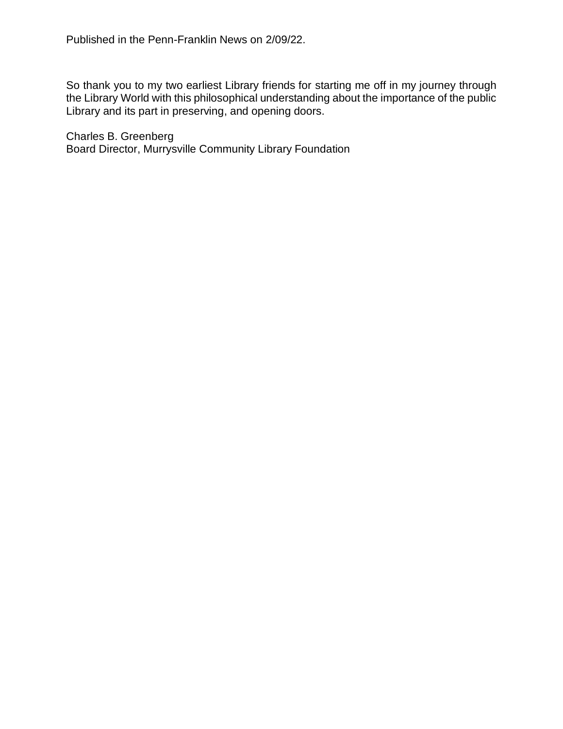Published in the Penn-Franklin News on 2/09/22.

So thank you to my two earliest Library friends for starting me off in my journey through the Library World with this philosophical understanding about the importance of the public Library and its part in preserving, and opening doors.

Charles B. Greenberg  
Board Director, Murrysville Community Library Foundation